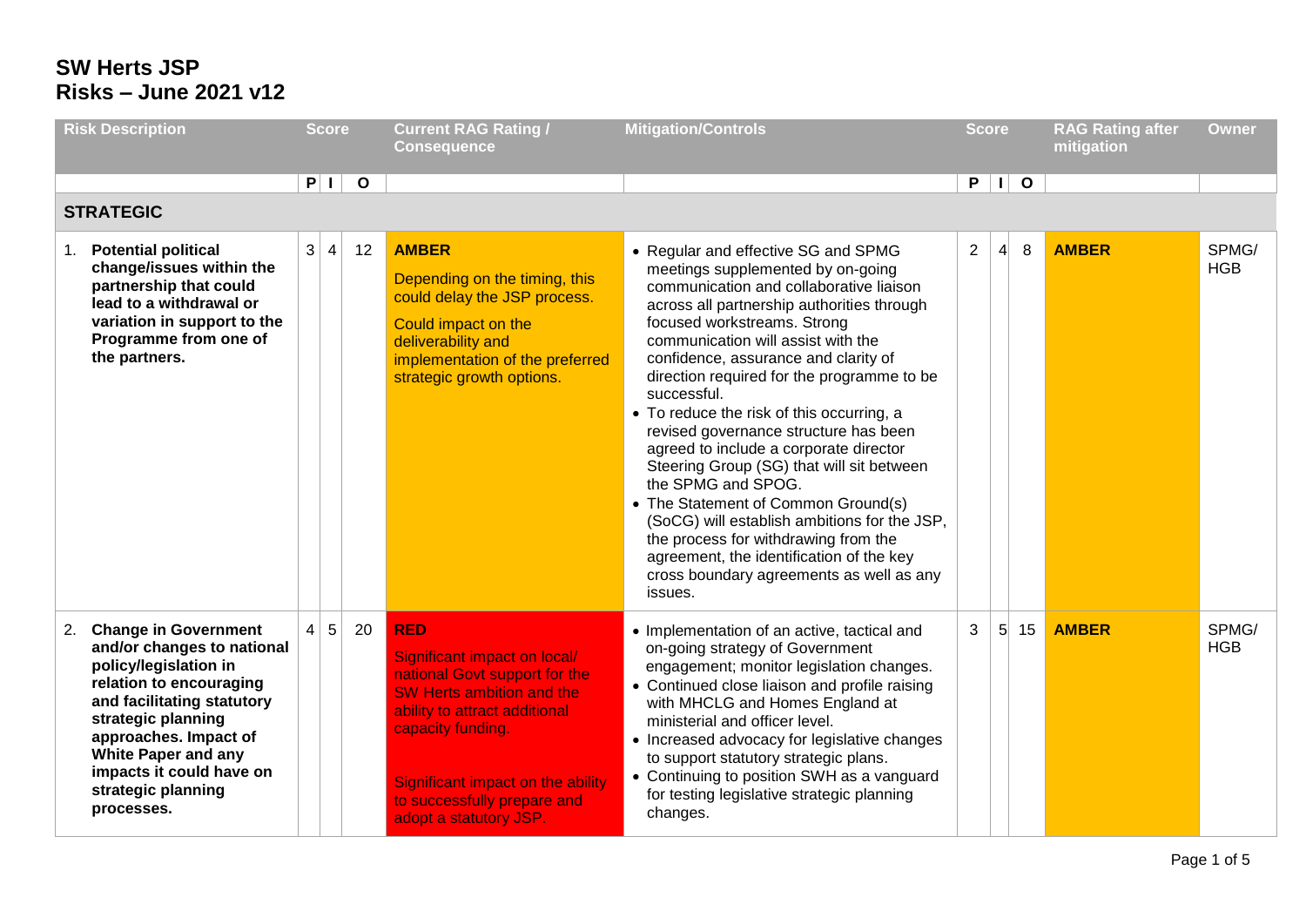# SW Herts JSP
# Risks – June 2021 v12

| Risk Description | Score | | | Current RAG Rating / Consequence | Mitigation/Controls | Score | | | RAG Rating after mitigation | Owner |
|---|---|---|---|---|---|---|---|---|---|---|
| | P | I | O | | | P | I | O | | |
| **STRATEGIC** | | | | | | | | | | |
| 1. **Potential political change/issues within the partnership that could lead to a withdrawal or variation in support to the Programme from one of the partners.** | 3 | 4 | 12 | **AMBER**<br>Depending on the timing, this could delay the JSP process.<br>Could impact on the deliverability and implementation of the preferred strategic growth options. | • Regular and effective SG and SPMG meetings supplemented by on-going communication and collaborative liaison across all partnership authorities through focused workstreams. Strong communication will assist with the confidence, assurance and clarity of direction required for the programme to be successful.<br>• To reduce the risk of this occurring, a revised governance structure has been agreed to include a corporate director Steering Group (SG) that will sit between the SPMG and SPOG.<br>• The Statement of Common Ground(s) (SoCG) will establish ambitions for the JSP, the process for withdrawing from the agreement, the identification of the key cross boundary agreements as well as any issues. | 2 | 4 | 8 | **AMBER** | SPMG/ HGB |
| 2. **Change in Government and/or changes to national policy/legislation in relation to encouraging and facilitating statutory strategic planning approaches. Impact of White Paper and any impacts it could have on strategic planning processes.** | 4 | 5 | 20 | **RED**<br>Significant impact on local/ national Govt support for the SW Herts ambition and the ability to attract additional capacity funding.<br>Significant impact on the ability to successfully prepare and adopt a statutory JSP. | • Implementation of an active, tactical and on-going strategy of Government engagement; monitor legislation changes.<br>• Continued close liaison and profile raising with MHCLG and Homes England at ministerial and officer level.<br>• Increased advocacy for legislative changes to support statutory strategic plans.<br>• Continuing to position SWH as a vanguard for testing legislative strategic planning changes. | 3 | 5 | 15 | **AMBER** | SPMG/ HGB |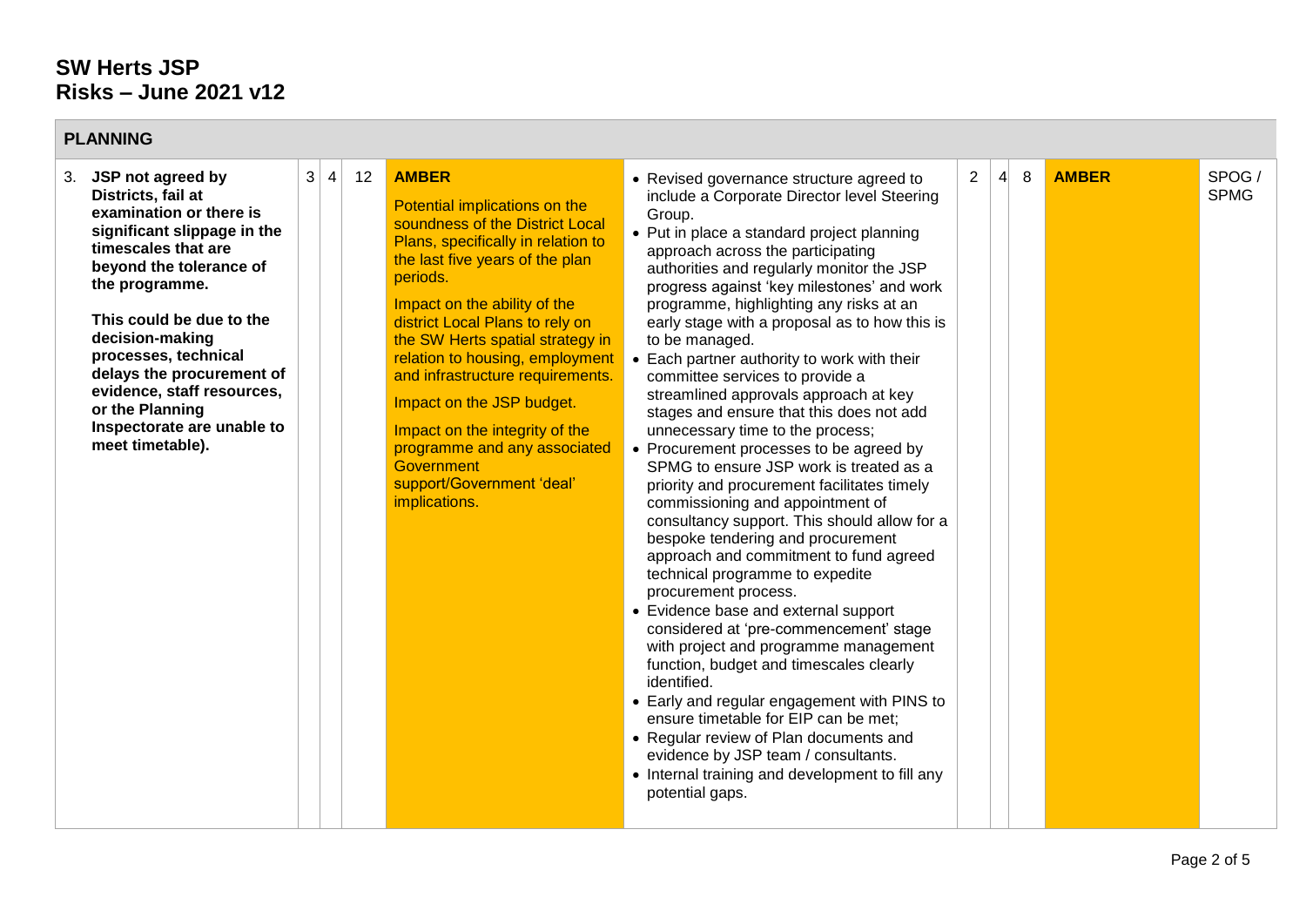# SW Herts JSP
## Risks – June 2021 v12

| PLANNING | | | | | | | | | | |
|---|---|---|---|---|---|---|---|---|---|---|
| 3. **JSP not agreed by Districts, fail at examination or there is significant slippage in the timescales that are beyond the tolerance of the programme.**<br><br>**This could be due to the decision-making processes, technical delays the procurement of evidence, staff resources, or the Planning Inspectorate are unable to meet timetable).** | 3 | 4 | 12 | **AMBER**<br><br>Potential implications on the soundness of the District Local Plans, specifically in relation to the last five years of the plan periods.<br><br>Impact on the ability of the district Local Plans to rely on the SW Herts spatial strategy in relation to housing, employment and infrastructure requirements.<br><br>Impact on the JSP budget.<br><br>Impact on the integrity of the programme and any associated Government support/Government 'deal' implications. | • Revised governance structure agreed to include a Corporate Director level Steering Group.<br>• Put in place a standard project planning approach across the participating authorities and regularly monitor the JSP progress against 'key milestones' and work programme, highlighting any risks at an early stage with a proposal as to how this is to be managed.<br>• Each partner authority to work with their committee services to provide a streamlined approvals approach at key stages and ensure that this does not add unnecessary time to the process;<br>• Procurement processes to be agreed by SPMG to ensure JSP work is treated as a priority and procurement facilitates timely commissioning and appointment of consultancy support. This should allow for a bespoke tendering and procurement approach and commitment to fund agreed technical programme to expedite procurement process.<br>• Evidence base and external support considered at 'pre-commencement' stage with project and programme management function, budget and timescales clearly identified.<br>• Early and regular engagement with PINS to ensure timetable for EIP can be met;<br>• Regular review of Plan documents and evidence by JSP team / consultants.<br>• Internal training and development to fill any potential gaps. | 2 | 4 | 8 | **AMBER** | SPOG / SPMG |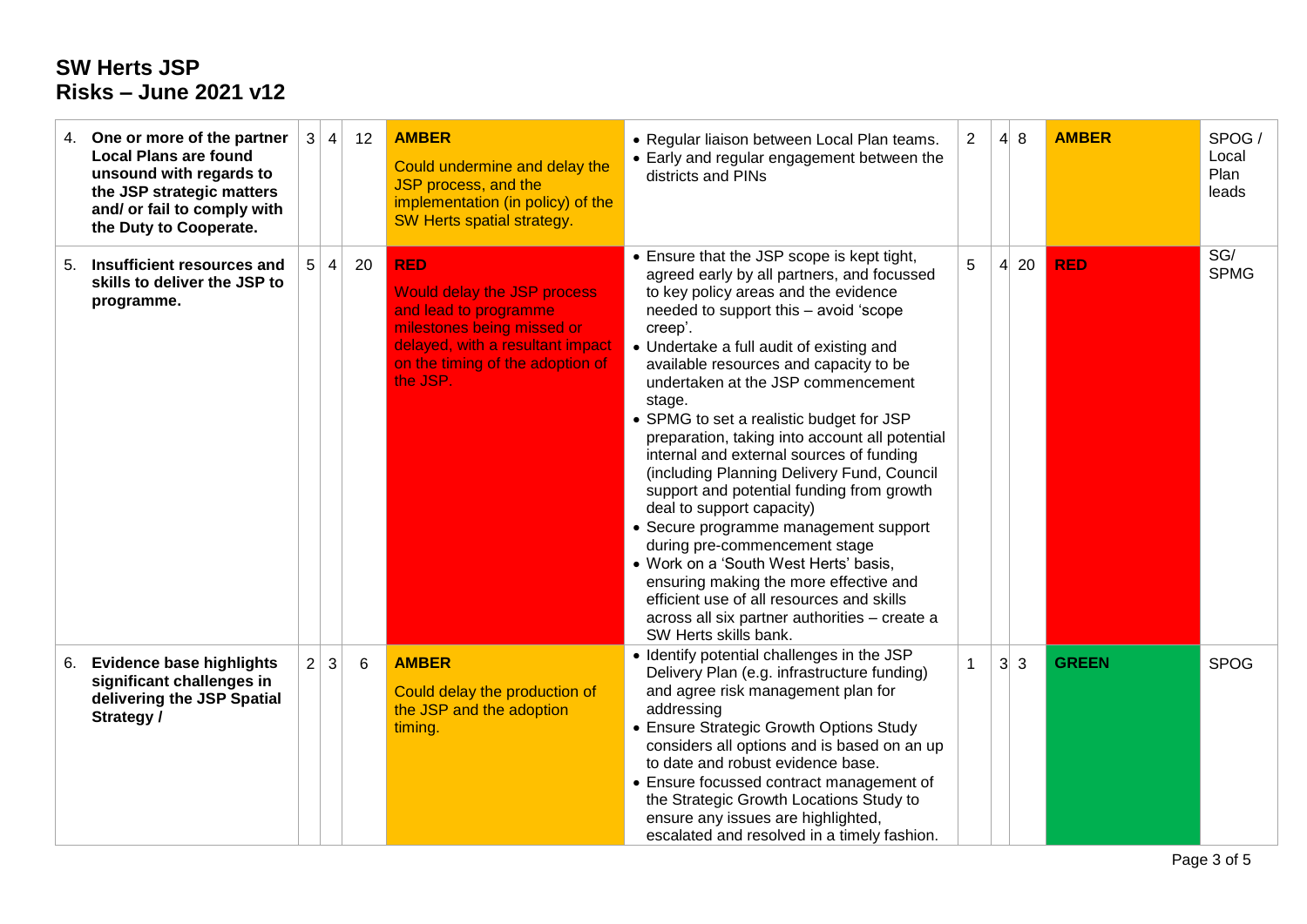# SW Herts JSP
# Risks – June 2021 v12

| | | | | | | | | | | |
|---|---|---|---|---|---|---|---|---|---|---|
| 4. **One or more of the partner Local Plans are found unsound with regards to the JSP strategic matters and/ or fail to comply with the Duty to Cooperate.** | 3 | 4 | 12 | **AMBER** Could undermine and delay the JSP process, and the implementation (in policy) of the SW Herts spatial strategy. | • Regular liaison between Local Plan teams. • Early and regular engagement between the districts and PINs | 2 | 4 | 8 | **AMBER** | SPOG / Local Plan leads |
| 5. **Insufficient resources and skills to deliver the JSP to programme.** | 5 | 4 | 20 | **RED** Would delay the JSP process and lead to programme milestones being missed or delayed, with a resultant impact on the timing of the adoption of the JSP. | • Ensure that the JSP scope is kept tight, agreed early by all partners, and focussed to key policy areas and the evidence needed to support this – avoid 'scope creep'. • Undertake a full audit of existing and available resources and capacity to be undertaken at the JSP commencement stage. • SPMG to set a realistic budget for JSP preparation, taking into account all potential internal and external sources of funding (including Planning Delivery Fund, Council support and potential funding from growth deal to support capacity) • Secure programme management support during pre-commencement stage • Work on a 'South West Herts' basis, ensuring making the more effective and efficient use of all resources and skills across all six partner authorities – create a SW Herts skills bank. | 5 | 4 | 20 | **RED** | SG/ SPMG |
| 6. **Evidence base highlights significant challenges in delivering the JSP Spatial Strategy /** | 2 | 3 | 6 | **AMBER** Could delay the production of the JSP and the adoption timing. | • Identify potential challenges in the JSP Delivery Plan (e.g. infrastructure funding) and agree risk management plan for addressing • Ensure Strategic Growth Options Study considers all options and is based on an up to date and robust evidence base. • Ensure focussed contract management of the Strategic Growth Locations Study to ensure any issues are highlighted, escalated and resolved in a timely fashion. | 1 | 3 | 3 | **GREEN** | SPOG |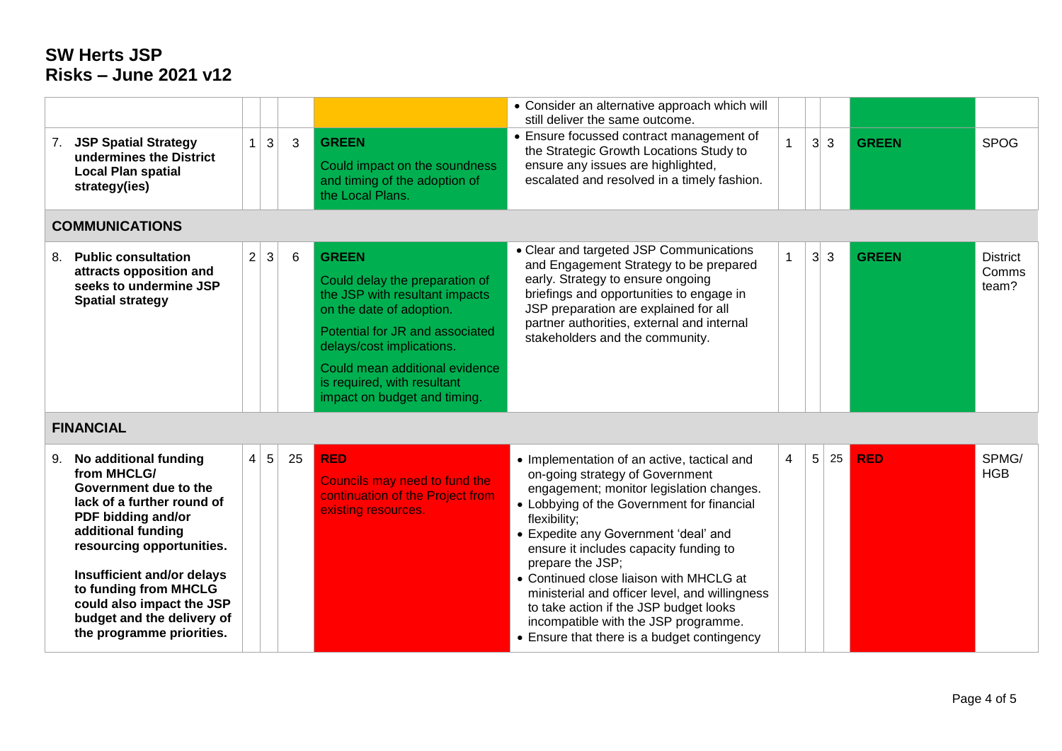# SW Herts JSP
# Risks – June 2021 v12

| | | | | | | | | | | |
|---|---|---|---|---|---|---|---|---|---|---|
| | | | | | • Consider an alternative approach which will still deliver the same outcome. | | | | | |
| 7. **JSP Spatial Strategy undermines the District Local Plan spatial strategy(ies)** | 1 | 3 | 3 | **GREEN**<br>Could impact on the soundness and timing of the adoption of the Local Plans. | • Ensure focussed contract management of the Strategic Growth Locations Study to ensure any issues are highlighted, escalated and resolved in a timely fashion. | 1 | 3 | 3 | **GREEN** | SPOG |
| **COMMUNICATIONS** | | | | | | | | | | |
| 8. **Public consultation attracts opposition and seeks to undermine JSP Spatial strategy** | 2 | 3 | 6 | **GREEN**<br>Could delay the preparation of the JSP with resultant impacts on the date of adoption.<br>Potential for JR and associated delays/cost implications.<br>Could mean additional evidence is required, with resultant impact on budget and timing. | • Clear and targeted JSP Communications and Engagement Strategy to be prepared early. Strategy to ensure ongoing briefings and opportunities to engage in JSP preparation are explained for all partner authorities, external and internal stakeholders and the community. | 1 | 3 | 3 | **GREEN** | District Comms team? |
| **FINANCIAL** | | | | | | | | | | |
| 9. **No additional funding from MHCLG/ Government due to the lack of a further round of PDF bidding and/or additional funding resourcing opportunities.**<br><br>**Insufficient and/or delays to funding from MHCLG could also impact the JSP budget and the delivery of the programme priorities.** | 4 | 5 | 25 | **RED**<br>Councils may need to fund the continuation of the Project from existing resources. | • Implementation of an active, tactical and on-going strategy of Government engagement; monitor legislation changes.<br>• Lobbying of the Government for financial flexibility;<br>• Expedite any Government 'deal' and ensure it includes capacity funding to prepare the JSP;<br>• Continued close liaison with MHCLG at ministerial and officer level, and willingness to take action if the JSP budget looks incompatible with the JSP programme.<br>• Ensure that there is a budget contingency | 4 | 5 | 25 | **RED** | SPMG/ HGB |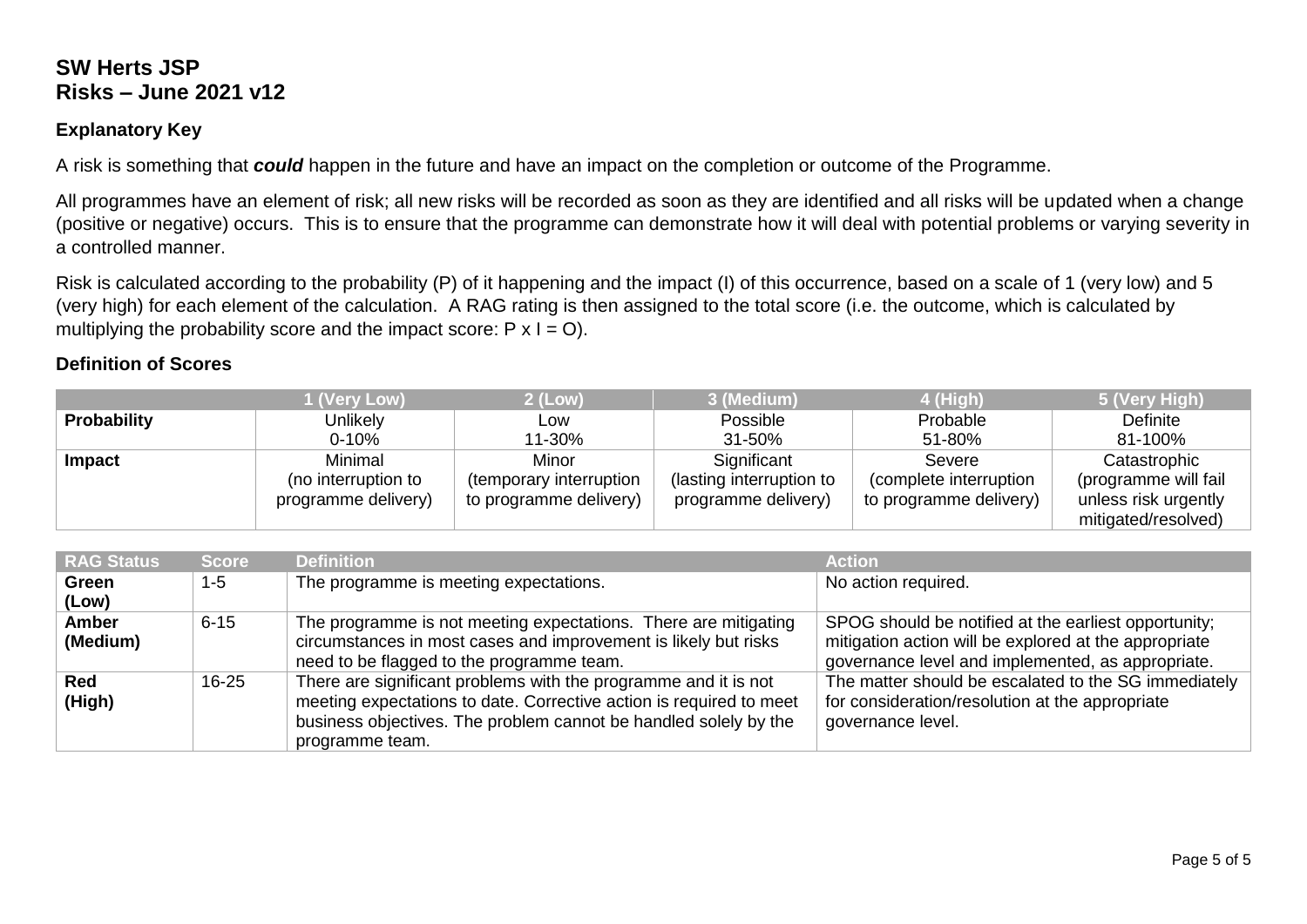# SW Herts JSP
# Risks – June 2021 v12

### Explanatory Key

A risk is something that ***could*** happen in the future and have an impact on the completion or outcome of the Programme.

All programmes have an element of risk; all new risks will be recorded as soon as they are identified and all risks will be updated when a change (positive or negative) occurs. This is to ensure that the programme can demonstrate how it will deal with potential problems or varying severity in a controlled manner.

Risk is calculated according to the probability (P) of it happening and the impact (I) of this occurrence, based on a scale of 1 (very low) and 5 (very high) for each element of the calculation. A RAG rating is then assigned to the total score (i.e. the outcome, which is calculated by multiplying the probability score and the impact score: P x I = O).

### Definition of Scores

| | 1 (Very Low) | 2 (Low) | 3 (Medium) | 4 (High) | 5 (Very High) |
|---|---|---|---|---|---|
| **Probability** | Unlikely<br>0-10% | Low<br>11-30% | Possible<br>31-50% | Probable<br>51-80% | Definite<br>81-100% |
| **Impact** | Minimal<br>(no interruption to programme delivery) | Minor<br>(temporary interruption to programme delivery) | Significant<br>(lasting interruption to programme delivery) | Severe<br>(complete interruption to programme delivery) | Catastrophic<br>(programme will fail unless risk urgently mitigated/resolved) |

| RAG Status | Score | Definition | Action |
|---|---|---|---|
| **Green (Low)** | 1-5 | The programme is meeting expectations. | No action required. |
| **Amber (Medium)** | 6-15 | The programme is not meeting expectations. There are mitigating circumstances in most cases and improvement is likely but risks need to be flagged to the programme team. | SPOG should be notified at the earliest opportunity; mitigation action will be explored at the appropriate governance level and implemented, as appropriate. |
| **Red (High)** | 16-25 | There are significant problems with the programme and it is not meeting expectations to date. Corrective action is required to meet business objectives. The problem cannot be handled solely by the programme team. | The matter should be escalated to the SG immediately for consideration/resolution at the appropriate governance level. |